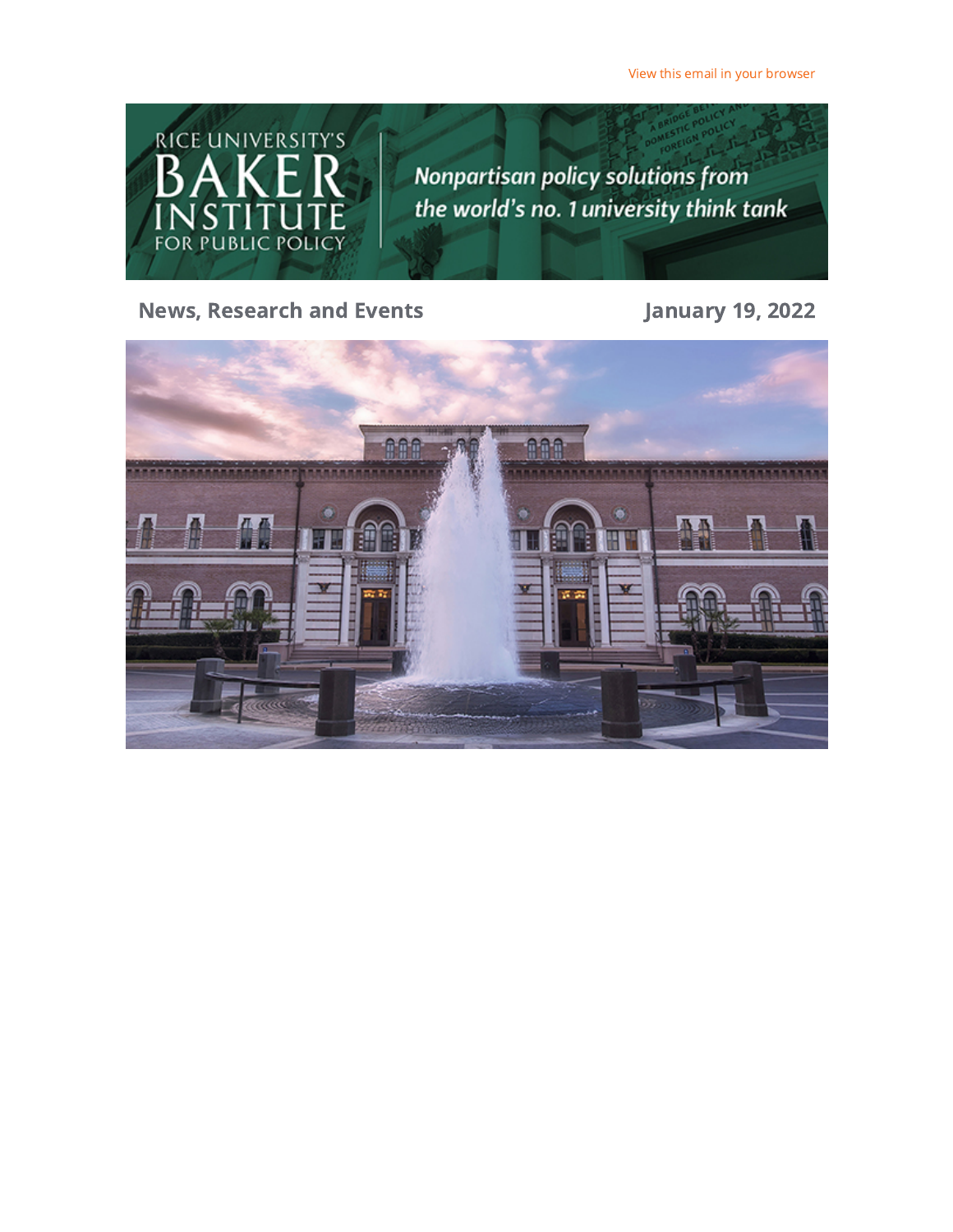View this email in your browser

RICE UNIVERSITY'S BAKER INSTITUTE FOR PUBLIC POLICY

*Nonpartisan policy solutions from the world's no. 1 university think tank*

## News, Research and Events

**January 19, 2022**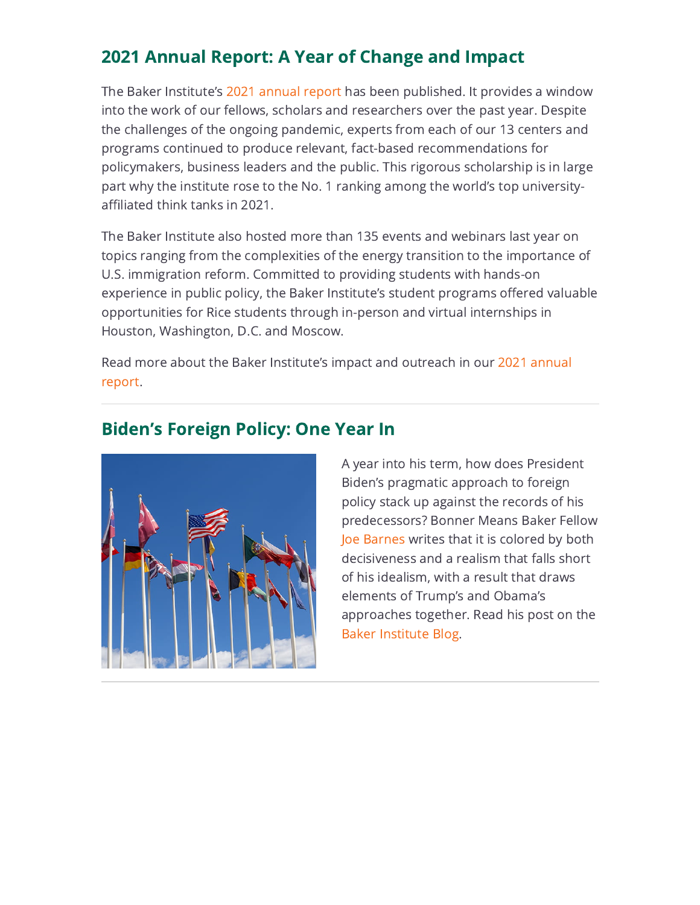## 2021 Annual Report: A Year of Change and Impact

The Baker Institute's 2021 annual report has been published. It provides a window into the work of our fellows, scholars and researchers over the past year. Despite the challenges of the ongoing pandemic, experts from each of our 13 centers and programs continued to produce relevant, fact-based recommendations for policymakers, business leaders and the public. This rigorous scholarship is in large part why the institute rose to the No. 1 ranking among the world's top university-affiliated think tanks in 2021.

The Baker Institute also hosted more than 135 events and webinars last year on topics ranging from the complexities of the energy transition to the importance of U.S. immigration reform. Committed to providing students with hands-on experience in public policy, the Baker Institute's student programs offered valuable opportunities for Rice students through in-person and virtual internships in Houston, Washington, D.C. and Moscow.

Read more about the Baker Institute's impact and outreach in our 2021 annual report.

---

## Biden's Foreign Policy: One Year In

A year into his term, how does President Biden's pragmatic approach to foreign policy stack up against the records of his predecessors? Bonner Means Baker Fellow Joe Barnes writes that it is colored by both decisiveness and a realism that falls short of his idealism, with a result that draws elements of Trump's and Obama's approaches together. Read his post on the Baker Institute Blog.

---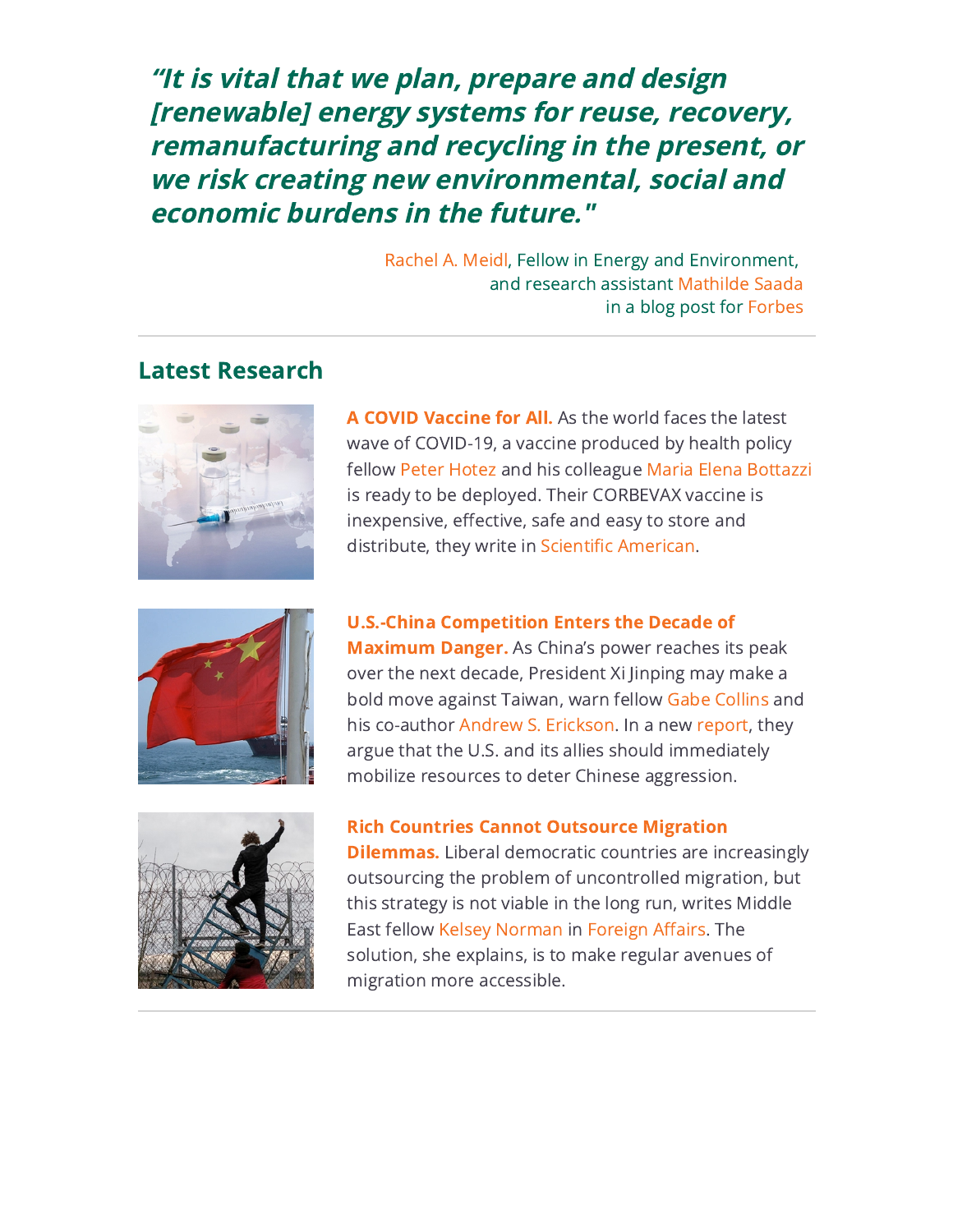***"It is vital that we plan, prepare and design [renewable] energy systems for reuse, recovery, remanufacturing and recycling in the present, or we risk creating new environmental, social and economic burdens in the future."***

Rachel A. Meidl, Fellow in Energy and Environment, and research assistant Mathilde Saada in a blog post for Forbes

---

## Latest Research

**A COVID Vaccine for All.** As the world faces the latest wave of COVID-19, a vaccine produced by health policy fellow Peter Hotez and his colleague Maria Elena Bottazzi is ready to be deployed. Their CORBEVAX vaccine is inexpensive, effective, safe and easy to store and distribute, they write in Scientific American.

**U.S.-China Competition Enters the Decade of Maximum Danger.** As China's power reaches its peak over the next decade, President Xi Jinping may make a bold move against Taiwan, warn fellow Gabe Collins and his co-author Andrew S. Erickson. In a new report, they argue that the U.S. and its allies should immediately mobilize resources to deter Chinese aggression.

**Rich Countries Cannot Outsource Migration Dilemmas.** Liberal democratic countries are increasingly outsourcing the problem of uncontrolled migration, but this strategy is not viable in the long run, writes Middle East fellow Kelsey Norman in Foreign Affairs. The solution, she explains, is to make regular avenues of migration more accessible.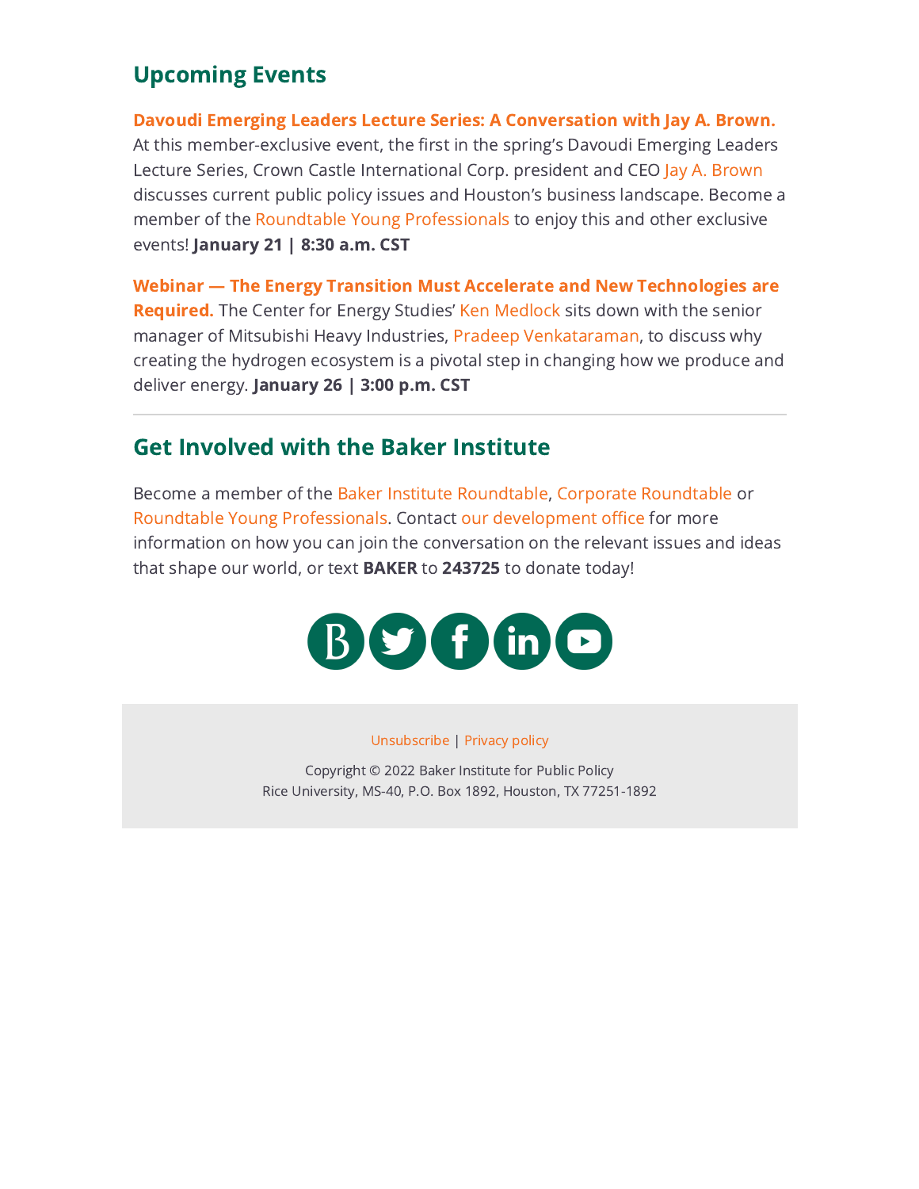## Upcoming Events

**Davoudi Emerging Leaders Lecture Series: A Conversation with Jay A. Brown.** At this member-exclusive event, the first in the spring's Davoudi Emerging Leaders Lecture Series, Crown Castle International Corp. president and CEO Jay A. Brown discusses current public policy issues and Houston's business landscape. Become a member of the Roundtable Young Professionals to enjoy this and other exclusive events! **January 21 | 8:30 a.m. CST**

**Webinar — The Energy Transition Must Accelerate and New Technologies are Required.** The Center for Energy Studies' Ken Medlock sits down with the senior manager of Mitsubishi Heavy Industries, Pradeep Venkataraman, to discuss why creating the hydrogen ecosystem is a pivotal step in changing how we produce and deliver energy. **January 26 | 3:00 p.m. CST**

---

## Get Involved with the Baker Institute

Become a member of the Baker Institute Roundtable, Corporate Roundtable or Roundtable Young Professionals. Contact our development office for more information on how you can join the conversation on the relevant issues and ideas that shape our world, or text **BAKER** to **243725** to donate today!

Unsubscribe | Privacy policy

Copyright © 2022 Baker Institute for Public Policy
Rice University, MS-40, P.O. Box 1892, Houston, TX 77251-1892